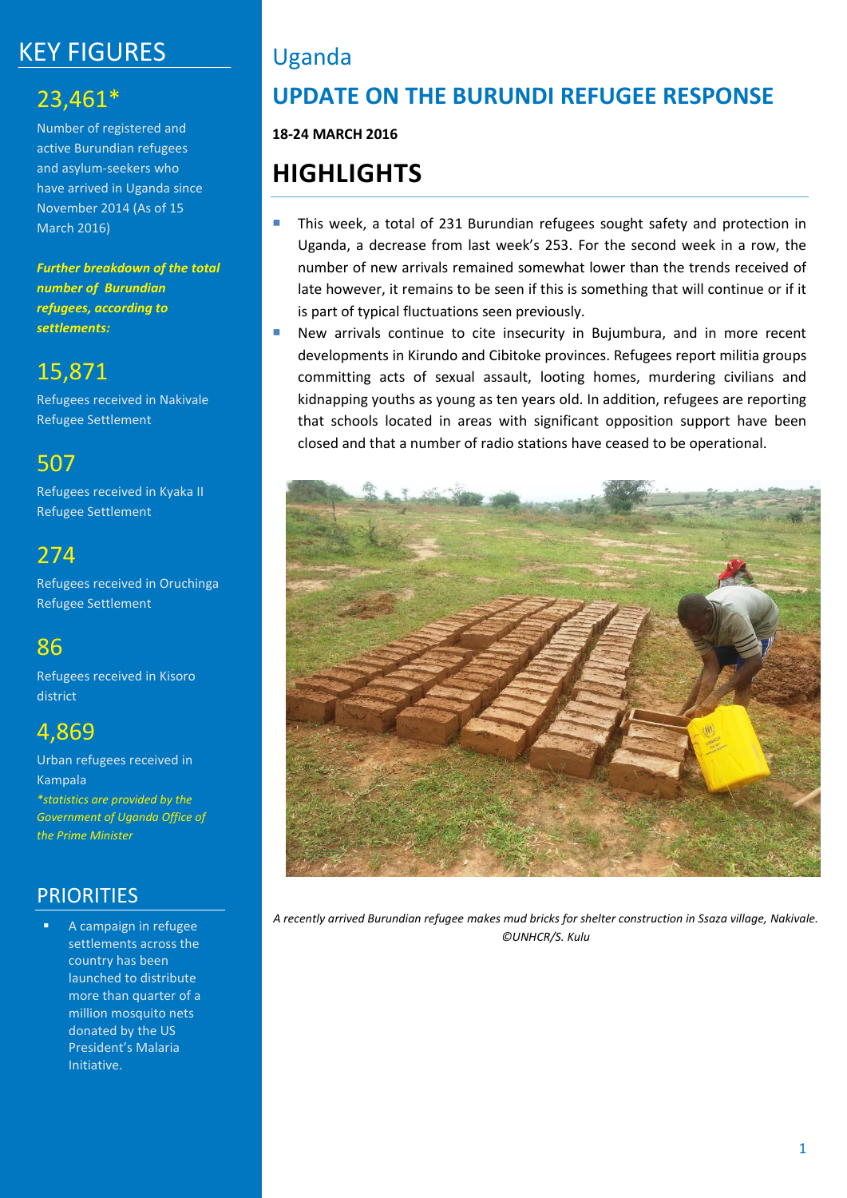# Uganda

## UPDATE ON THE BURUNDI REFUGEE RESPONSE

**18-24 MARCH 2016**

## HIGHLIGHTS

- This week, a total of 231 Burundian refugees sought safety and protection in Uganda, a decrease from last week's 253. For the second week in a row, the number of new arrivals remained somewhat lower than the trends received of late however, it remains to be seen if this is something that will continue or if it is part of typical fluctuations seen previously.
- New arrivals continue to cite insecurity in Bujumbura, and in more recent developments in Kirundo and Cibitoke provinces. Refugees report militia groups committing acts of sexual assault, looting homes, murdering civilians and kidnapping youths as young as ten years old. In addition, refugees are reporting that schools located in areas with significant opposition support have been closed and that a number of radio stations have ceased to be operational.

*A recently arrived Burundian refugee makes mud bricks for shelter construction in Ssaza village, Nakivale. ©UNHCR/S. Kulu*

## KEY FIGURES

**23,461***

Number of registered and active Burundian refugees and asylum-seekers who have arrived in Uganda since November 2014 (As of 15 March 2016)

***Further breakdown of the total number of Burundian refugees, according to settlements:***

**15,871**

Refugees received in Nakivale Refugee Settlement

**507**

Refugees received in Kyaka II Refugee Settlement

**274**

Refugees received in Oruchinga Refugee Settlement

**86**

Refugees received in Kisoro district

**4,869**

Urban refugees received in Kampala

*\*statistics are provided by the Government of Uganda Office of the Prime Minister*

## PRIORITIES

- A campaign in refugee settlements across the country has been launched to distribute more than quarter of a million mosquito nets donated by the US President's Malaria Initiative.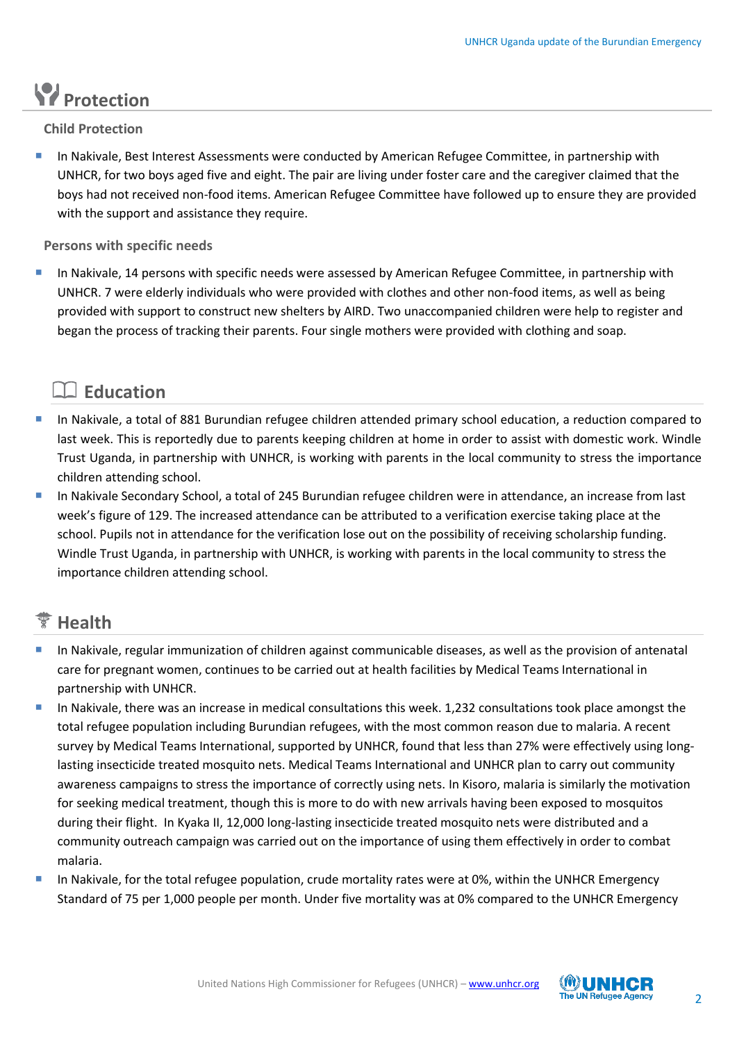## Protection

### Child Protection

- In Nakivale, Best Interest Assessments were conducted by American Refugee Committee, in partnership with UNHCR, for two boys aged five and eight. The pair are living under foster care and the caregiver claimed that the boys had not received non-food items. American Refugee Committee have followed up to ensure they are provided with the support and assistance they require.

### Persons with specific needs

- In Nakivale, 14 persons with specific needs were assessed by American Refugee Committee, in partnership with UNHCR. 7 were elderly individuals who were provided with clothes and other non-food items, as well as being provided with support to construct new shelters by AIRD. Two unaccompanied children were help to register and began the process of tracking their parents. Four single mothers were provided with clothing and soap.

## Education

- In Nakivale, a total of 881 Burundian refugee children attended primary school education, a reduction compared to last week. This is reportedly due to parents keeping children at home in order to assist with domestic work. Windle Trust Uganda, in partnership with UNHCR, is working with parents in the local community to stress the importance children attending school.
- In Nakivale Secondary School, a total of 245 Burundian refugee children were in attendance, an increase from last week's figure of 129. The increased attendance can be attributed to a verification exercise taking place at the school. Pupils not in attendance for the verification lose out on the possibility of receiving scholarship funding. Windle Trust Uganda, in partnership with UNHCR, is working with parents in the local community to stress the importance children attending school.

## Health

- In Nakivale, regular immunization of children against communicable diseases, as well as the provision of antenatal care for pregnant women, continues to be carried out at health facilities by Medical Teams International in partnership with UNHCR.
- In Nakivale, there was an increase in medical consultations this week. 1,232 consultations took place amongst the total refugee population including Burundian refugees, with the most common reason due to malaria. A recent survey by Medical Teams International, supported by UNHCR, found that less than 27% were effectively using long-lasting insecticide treated mosquito nets. Medical Teams International and UNHCR plan to carry out community awareness campaigns to stress the importance of correctly using nets. In Kisoro, malaria is similarly the motivation for seeking medical treatment, though this is more to do with new arrivals having been exposed to mosquitos during their flight. In Kyaka II, 12,000 long-lasting insecticide treated mosquito nets were distributed and a community outreach campaign was carried out on the importance of using them effectively in order to combat malaria.
- In Nakivale, for the total refugee population, crude mortality rates were at 0%, within the UNHCR Emergency Standard of 75 per 1,000 people per month. Under five mortality was at 0% compared to the UNHCR Emergency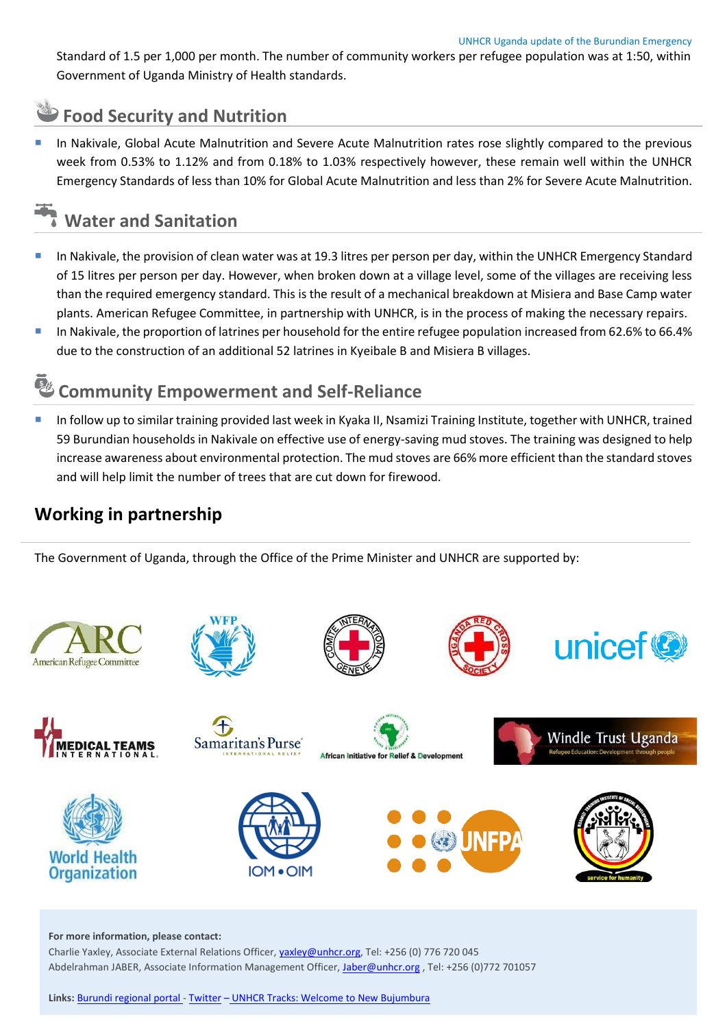Standard of 1.5 per 1,000 per month. The number of community workers per refugee population was at 1:50, within Government of Uganda Ministry of Health standards.

## Food Security and Nutrition

- In Nakivale, Global Acute Malnutrition and Severe Acute Malnutrition rates rose slightly compared to the previous week from 0.53% to 1.12% and from 0.18% to 1.03% respectively however, these remain well within the UNHCR Emergency Standards of less than 10% for Global Acute Malnutrition and less than 2% for Severe Acute Malnutrition.

## Water and Sanitation

- In Nakivale, the provision of clean water was at 19.3 litres per person per day, within the UNHCR Emergency Standard of 15 litres per person per day. However, when broken down at a village level, some of the villages are receiving less than the required emergency standard. This is the result of a mechanical breakdown at Misiera and Base Camp water plants. American Refugee Committee, in partnership with UNHCR, is in the process of making the necessary repairs.
- In Nakivale, the proportion of latrines per household for the entire refugee population increased from 62.6% to 66.4% due to the construction of an additional 52 latrines in Kyeibale B and Misiera B villages.

## Community Empowerment and Self-Reliance

- In follow up to similar training provided last week in Kyaka II, Nsamizi Training Institute, together with UNHCR, trained 59 Burundian households in Nakivale on effective use of energy-saving mud stoves. The training was designed to help increase awareness about environmental protection. The mud stoves are 66% more efficient than the standard stoves and will help limit the number of trees that are cut down for firewood.

## Working in partnership

The Government of Uganda, through the Office of the Prime Minister and UNHCR are supported by:

ARC American Refugee Committee

WFP

Comité International Genève

Uganda Red Cross Society

unicef

Medical Teams International

Samaritan's Purse International Relief

African Initiative for Relief & Development

Windle Trust Uganda – Refugee Education: Development through people

World Health Organization

IOM • OIM

UNFPA

service for humanity

**For more information, please contact:**
Charlie Yaxley, Associate External Relations Officer, yaxley@unhcr.org, Tel: +256 (0) 776 720 045
Abdelrahman JABER, Associate Information Management Officer, Jaber@unhcr.org , Tel: +256 (0)772 701057

**Links:** Burundi regional portal - Twitter – UNHCR Tracks: Welcome to New Bujumbura